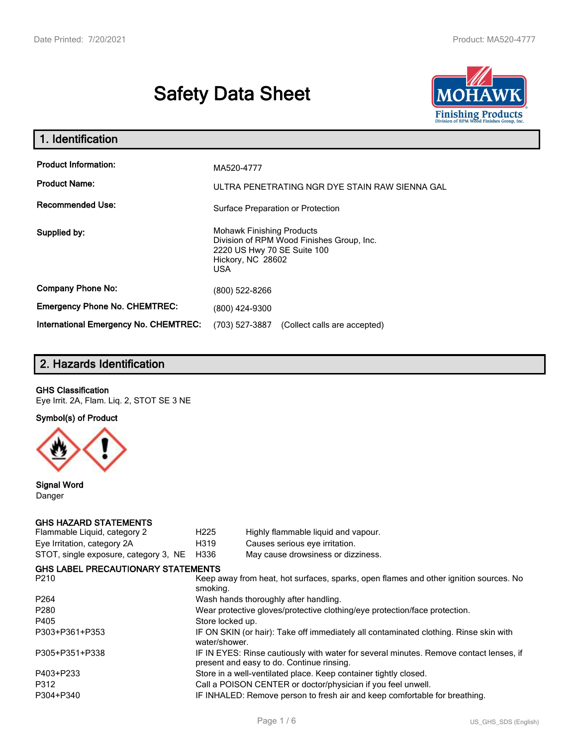# Safety Data Sheet

## 1. Identification

| | |
|---|---|
| **Product Information:** | MA520-4777 |
| **Product Name:** | ULTRA PENETRATING NGR DYE STAIN RAW SIENNA GAL |
| **Recommended Use:** | Surface Preparation or Protection |
| **Supplied by:** | Mohawk Finishing Products<br>Division of RPM Wood Finishes Group, Inc.<br>2220 US Hwy 70 SE Suite 100<br>Hickory, NC 28602<br>USA |
| **Company Phone No:** | (800) 522-8266 |
| **Emergency Phone No. CHEMTREC:** | (800) 424-9300 |
| **International Emergency No. CHEMTREC:** | (703) 527-3887 (Collect calls are accepted) |

## 2. Hazards Identification

**GHS Classification**

Eye Irrit. 2A, Flam. Liq. 2, STOT SE 3 NE

**Symbol(s) of Product**

**Signal Word**

Danger

**GHS HAZARD STATEMENTS**

| | | |
|---|---|---|
| Flammable Liquid, category 2 | H225 | Highly flammable liquid and vapour. |
| Eye Irritation, category 2A | H319 | Causes serious eye irritation. |
| STOT, single exposure, category 3, NE | H336 | May cause drowsiness or dizziness. |

**GHS LABEL PRECAUTIONARY STATEMENTS**

| | |
|---|---|
| P210 | Keep away from heat, hot surfaces, sparks, open flames and other ignition sources. No smoking. |
| P264 | Wash hands thoroughly after handling. |
| P280 | Wear protective gloves/protective clothing/eye protection/face protection. |
| P405 | Store locked up. |
| P303+P361+P353 | IF ON SKIN (or hair): Take off immediately all contaminated clothing. Rinse skin with water/shower. |
| P305+P351+P338 | IF IN EYES: Rinse cautiously with water for several minutes. Remove contact lenses, if present and easy to do. Continue rinsing. |
| P403+P233 | Store in a well-ventilated place. Keep container tightly closed. |
| P312 | Call a POISON CENTER or doctor/physician if you feel unwell. |
| P304+P340 | IF INHALED: Remove person to fresh air and keep comfortable for breathing. |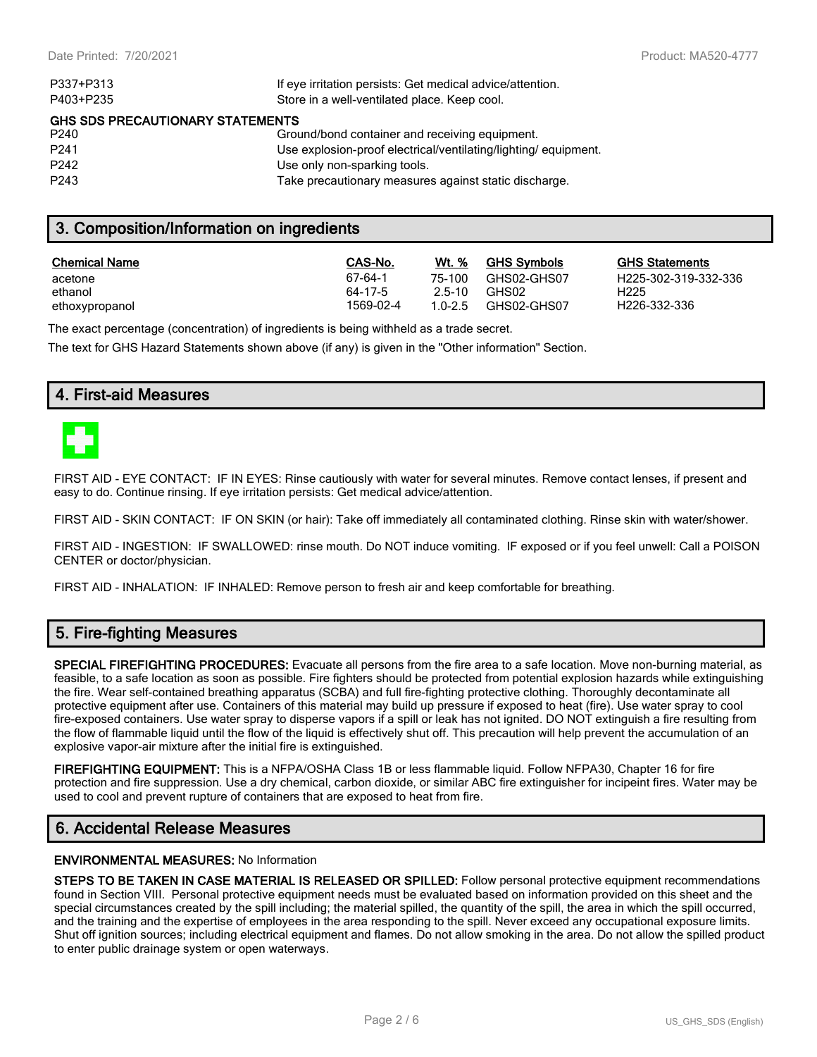| | |
|---|---|
| P337+P313 | If eye irritation persists: Get medical advice/attention. |
| P403+P235 | Store in a well-ventilated place. Keep cool. |

**GHS SDS PRECAUTIONARY STATEMENTS**

| | |
|---|---|
| P240 | Ground/bond container and receiving equipment. |
| P241 | Use explosion-proof electrical/ventilating/lighting/ equipment. |
| P242 | Use only non-sparking tools. |
| P243 | Take precautionary measures against static discharge. |

## 3. Composition/Information on ingredients

| Chemical Name | CAS-No. | Wt. % | GHS Symbols | GHS Statements |
|---|---|---|---|---|
| acetone | 67-64-1 | 75-100 | GHS02-GHS07 | H225-302-319-332-336 |
| ethanol | 64-17-5 | 2.5-10 | GHS02 | H225 |
| ethoxypropanol | 1569-02-4 | 1.0-2.5 | GHS02-GHS07 | H226-332-336 |

The exact percentage (concentration) of ingredients is being withheld as a trade secret.

The text for GHS Hazard Statements shown above (if any) is given in the "Other information" Section.

## 4. First-aid Measures

FIRST AID - EYE CONTACT: IF IN EYES: Rinse cautiously with water for several minutes. Remove contact lenses, if present and easy to do. Continue rinsing. If eye irritation persists: Get medical advice/attention.

FIRST AID - SKIN CONTACT: IF ON SKIN (or hair): Take off immediately all contaminated clothing. Rinse skin with water/shower.

FIRST AID - INGESTION: IF SWALLOWED: rinse mouth. Do NOT induce vomiting. IF exposed or if you feel unwell: Call a POISON CENTER or doctor/physician.

FIRST AID - INHALATION: IF INHALED: Remove person to fresh air and keep comfortable for breathing.

## 5. Fire-fighting Measures

**SPECIAL FIREFIGHTING PROCEDURES:** Evacuate all persons from the fire area to a safe location. Move non-burning material, as feasible, to a safe location as soon as possible. Fire fighters should be protected from potential explosion hazards while extinguishing the fire. Wear self-contained breathing apparatus (SCBA) and full fire-fighting protective clothing. Thoroughly decontaminate all protective equipment after use. Containers of this material may build up pressure if exposed to heat (fire). Use water spray to cool fire-exposed containers. Use water spray to disperse vapors if a spill or leak has not ignited. DO NOT extinguish a fire resulting from the flow of flammable liquid until the flow of the liquid is effectively shut off. This precaution will help prevent the accumulation of an explosive vapor-air mixture after the initial fire is extinguished.

**FIREFIGHTING EQUIPMENT:** This is a NFPA/OSHA Class 1B or less flammable liquid. Follow NFPA30, Chapter 16 for fire protection and fire suppression. Use a dry chemical, carbon dioxide, or similar ABC fire extinguisher for incipeint fires. Water may be used to cool and prevent rupture of containers that are exposed to heat from fire.

## 6. Accidental Release Measures

**ENVIRONMENTAL MEASURES:** No Information

**STEPS TO BE TAKEN IN CASE MATERIAL IS RELEASED OR SPILLED:** Follow personal protective equipment recommendations found in Section VIII. Personal protective equipment needs must be evaluated based on information provided on this sheet and the special circumstances created by the spill including; the material spilled, the quantity of the spill, the area in which the spill occurred, and the training and the expertise of employees in the area responding to the spill. Never exceed any occupational exposure limits. Shut off ignition sources; including electrical equipment and flames. Do not allow smoking in the area. Do not allow the spilled product to enter public drainage system or open waterways.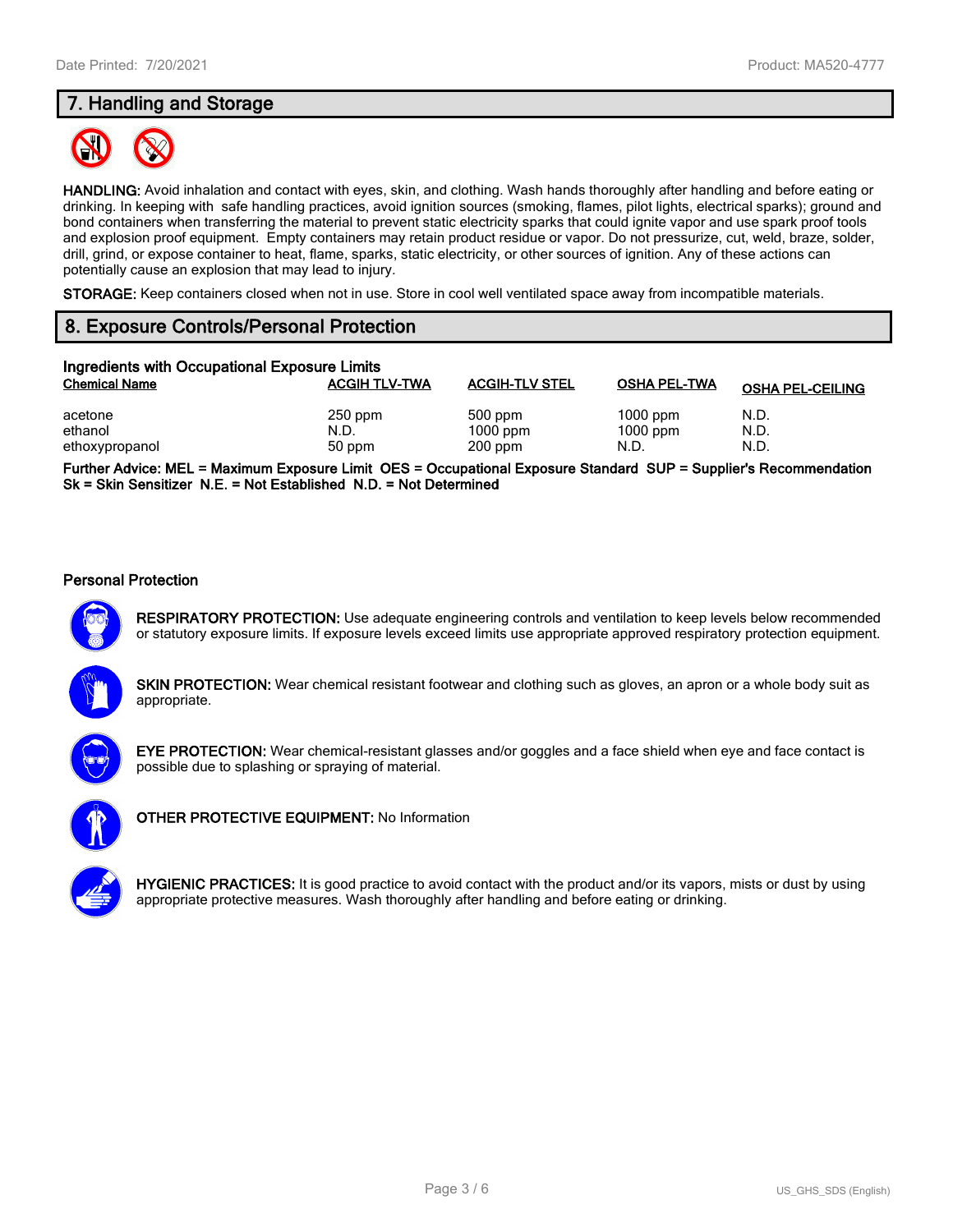## 7. Handling and Storage

**HANDLING:** Avoid inhalation and contact with eyes, skin, and clothing. Wash hands thoroughly after handling and before eating or drinking. In keeping with safe handling practices, avoid ignition sources (smoking, flames, pilot lights, electrical sparks); ground and bond containers when transferring the material to prevent static electricity sparks that could ignite vapor and use spark proof tools and explosion proof equipment. Empty containers may retain product residue or vapor. Do not pressurize, cut, weld, braze, solder, drill, grind, or expose container to heat, flame, sparks, static electricity, or other sources of ignition. Any of these actions can potentially cause an explosion that may lead to injury.

**STORAGE:** Keep containers closed when not in use. Store in cool well ventilated space away from incompatible materials.

## 8. Exposure Controls/Personal Protection

### Ingredients with Occupational Exposure Limits

| Chemical Name | ACGIH TLV-TWA | ACGIH-TLV STEL | OSHA PEL-TWA | OSHA PEL-CEILING |
|---|---|---|---|---|
| acetone | 250 ppm | 500 ppm | 1000 ppm | N.D. |
| ethanol | N.D. | 1000 ppm | 1000 ppm | N.D. |
| ethoxypropanol | 50 ppm | 200 ppm | N.D. | N.D. |

**Further Advice: MEL = Maximum Exposure Limit OES = Occupational Exposure Standard SUP = Supplier's Recommendation Sk = Skin Sensitizer N.E. = Not Established N.D. = Not Determined**

### Personal Protection

**RESPIRATORY PROTECTION:** Use adequate engineering controls and ventilation to keep levels below recommended or statutory exposure limits. If exposure levels exceed limits use appropriate approved respiratory protection equipment.

**SKIN PROTECTION:** Wear chemical resistant footwear and clothing such as gloves, an apron or a whole body suit as appropriate.

**EYE PROTECTION:** Wear chemical-resistant glasses and/or goggles and a face shield when eye and face contact is possible due to splashing or spraying of material.

**OTHER PROTECTIVE EQUIPMENT:** No Information

**HYGIENIC PRACTICES:** It is good practice to avoid contact with the product and/or its vapors, mists or dust by using appropriate protective measures. Wash thoroughly after handling and before eating or drinking.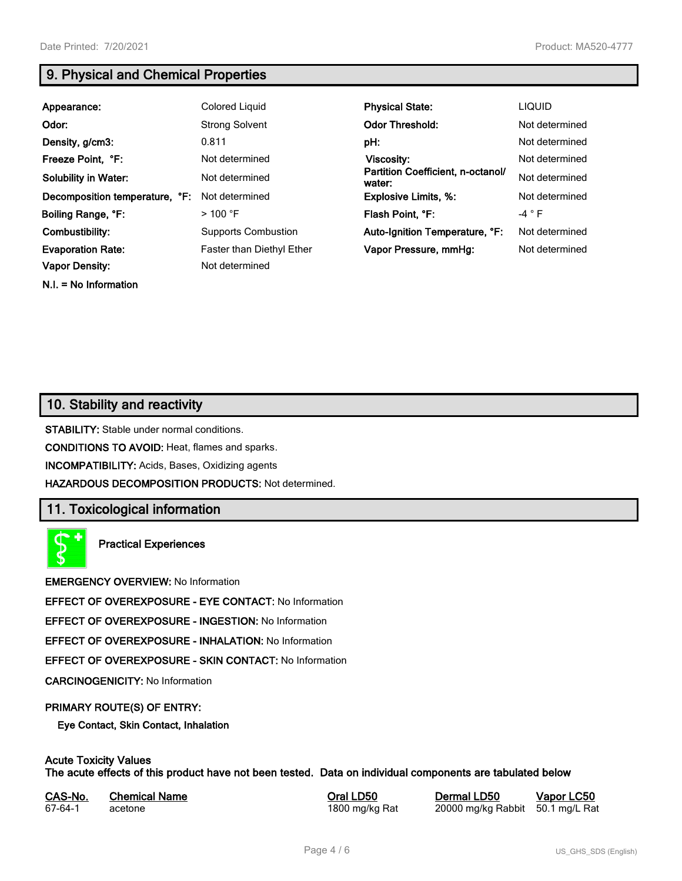## 9. Physical and Chemical Properties

| | | | |
|---|---|---|---|
| **Appearance:** | Colored Liquid | **Physical State:** | LIQUID |
| **Odor:** | Strong Solvent | **Odor Threshold:** | Not determined |
| **Density, g/cm3:** | 0.811 | **pH:** | Not determined |
| **Freeze Point, °F:** | Not determined | **Viscosity:** | Not determined |
| **Solubility in Water:** | Not determined | **Partition Coefficient, n-octanol/ water:** | Not determined |
| **Decomposition temperature, °F:** | Not determined | **Explosive Limits, %:** | Not determined |
| **Boiling Range, °F:** | > 100 °F | **Flash Point, °F:** | -4 ° F |
| **Combustibility:** | Supports Combustion | **Auto-Ignition Temperature, °F:** | Not determined |
| **Evaporation Rate:** | Faster than Diethyl Ether | **Vapor Pressure, mmHg:** | Not determined |
| **Vapor Density:** | Not determined | | |

**N.I. = No Information**

## 10. Stability and reactivity

**STABILITY:** Stable under normal conditions.

**CONDITIONS TO AVOID:** Heat, flames and sparks.

**INCOMPATIBILITY:** Acids, Bases, Oxidizing agents

**HAZARDOUS DECOMPOSITION PRODUCTS:** Not determined.

## 11. Toxicological information

**Practical Experiences**

**EMERGENCY OVERVIEW:** No Information

**EFFECT OF OVEREXPOSURE - EYE CONTACT:** No Information

**EFFECT OF OVEREXPOSURE - INGESTION:** No Information

**EFFECT OF OVEREXPOSURE - INHALATION:** No Information

**EFFECT OF OVEREXPOSURE - SKIN CONTACT:** No Information

**CARCINOGENICITY:** No Information

**PRIMARY ROUTE(S) OF ENTRY:**

**Eye Contact, Skin Contact, Inhalation**

**Acute Toxicity Values**
**The acute effects of this product have not been tested. Data on individual components are tabulated below**

| CAS-No. | Chemical Name | Oral LD50 | Dermal LD50 | Vapor LC50 |
|---|---|---|---|---|
| 67-64-1 | acetone | 1800 mg/kg Rat | 20000 mg/kg Rabbit | 50.1 mg/L Rat |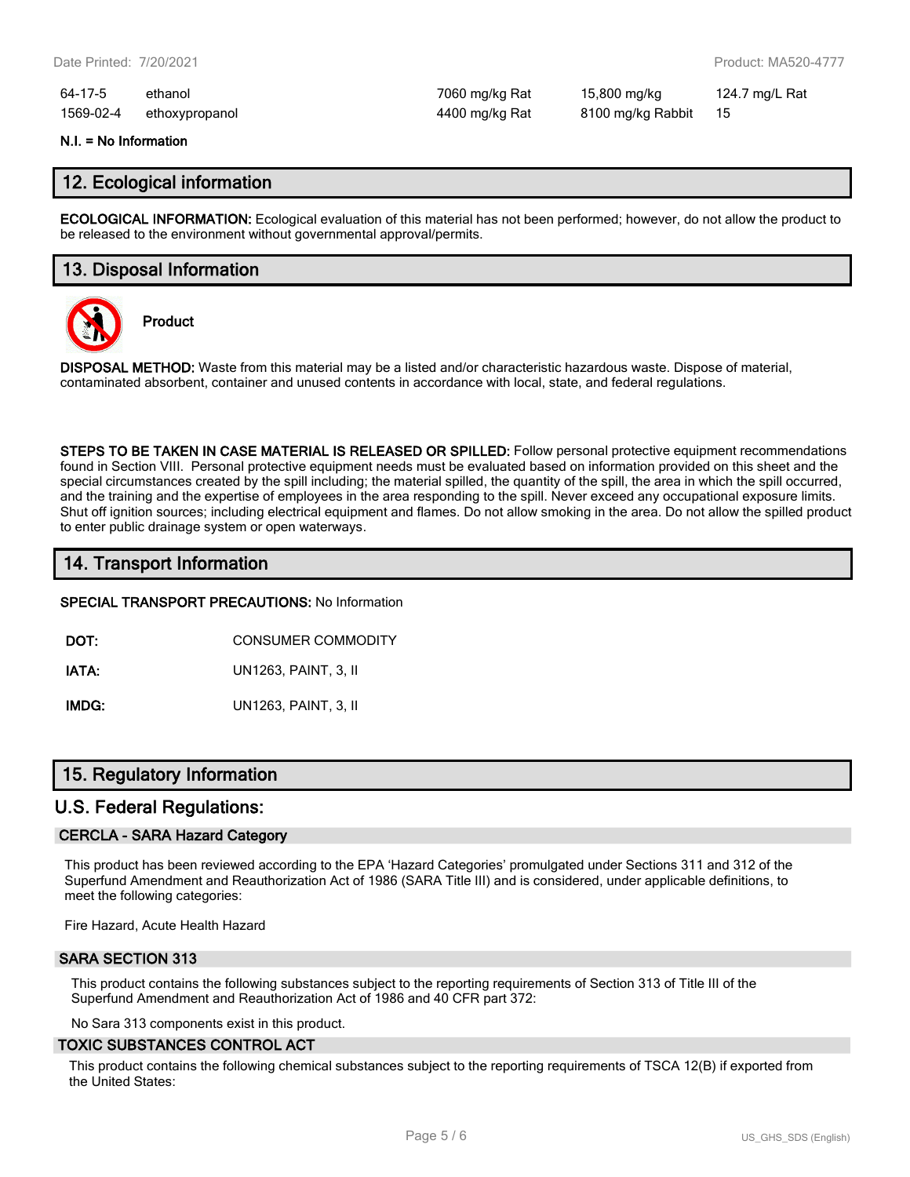| | | | | |
|---|---|---|---|---|
| 64-17-5 | ethanol | 7060 mg/kg Rat | 15,800 mg/kg | 124.7 mg/L Rat |
| 1569-02-4 | ethoxypropanol | 4400 mg/kg Rat | 8100 mg/kg Rabbit | 15 |

**N.I. = No Information**

## 12. Ecological information

**ECOLOGICAL INFORMATION:** Ecological evaluation of this material has not been performed; however, do not allow the product to be released to the environment without governmental approval/permits.

## 13. Disposal Information

**Product**

**DISPOSAL METHOD:** Waste from this material may be a listed and/or characteristic hazardous waste. Dispose of material, contaminated absorbent, container and unused contents in accordance with local, state, and federal regulations.

**STEPS TO BE TAKEN IN CASE MATERIAL IS RELEASED OR SPILLED:** Follow personal protective equipment recommendations found in Section VIII. Personal protective equipment needs must be evaluated based on information provided on this sheet and the special circumstances created by the spill including; the material spilled, the quantity of the spill, the area in which the spill occurred, and the training and the expertise of employees in the area responding to the spill. Never exceed any occupational exposure limits. Shut off ignition sources; including electrical equipment and flames. Do not allow smoking in the area. Do not allow the spilled product to enter public drainage system or open waterways.

## 14. Transport Information

**SPECIAL TRANSPORT PRECAUTIONS:** No Information

| | |
|---|---|
| **DOT:** | CONSUMER COMMODITY |
| **IATA:** | UN1263, PAINT, 3, II |
| **IMDG:** | UN1263, PAINT, 3, II |

## 15. Regulatory Information

## U.S. Federal Regulations:

### CERCLA - SARA Hazard Category

This product has been reviewed according to the EPA 'Hazard Categories' promulgated under Sections 311 and 312 of the Superfund Amendment and Reauthorization Act of 1986 (SARA Title III) and is considered, under applicable definitions, to meet the following categories:

Fire Hazard, Acute Health Hazard

### SARA SECTION 313

This product contains the following substances subject to the reporting requirements of Section 313 of Title III of the Superfund Amendment and Reauthorization Act of 1986 and 40 CFR part 372:

No Sara 313 components exist in this product.

### TOXIC SUBSTANCES CONTROL ACT

This product contains the following chemical substances subject to the reporting requirements of TSCA 12(B) if exported from the United States: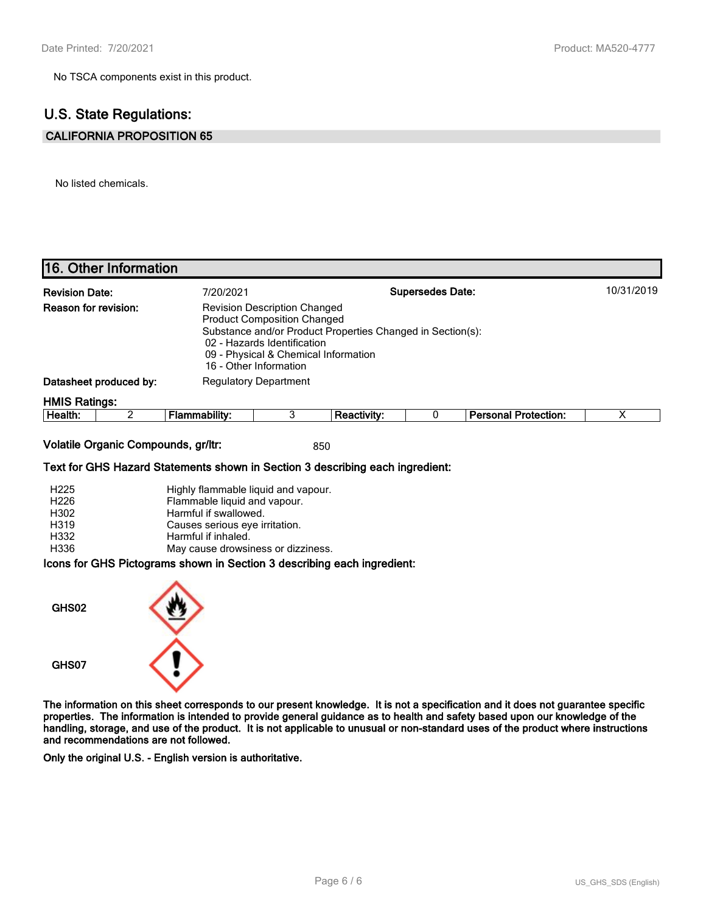No TSCA components exist in this product.

## U.S. State Regulations:

### CALIFORNIA PROPOSITION 65

No listed chemicals.

## 16. Other Information

**Revision Date:** 7/20/2021 **Supersedes Date:** 10/31/2019

**Reason for revision:** Revision Description Changed
Product Composition Changed
Substance and/or Product Properties Changed in Section(s):
02 - Hazards Identification
09 - Physical & Chemical Information
16 - Other Information

**Datasheet produced by:** Regulatory Department

**HMIS Ratings:**

| | | | | | | | |
|---|---|---|---|---|---|---|---|
| **Health:** | 2 | **Flammability:** | 3 | **Reactivity:** | 0 | **Personal Protection:** | X |

**Volatile Organic Compounds, gr/ltr:** 850

**Text for GHS Hazard Statements shown in Section 3 describing each ingredient:**

| | |
|---|---|
| H225 | Highly flammable liquid and vapour. |
| H226 | Flammable liquid and vapour. |
| H302 | Harmful if swallowed. |
| H319 | Causes serious eye irritation. |
| H332 | Harmful if inhaled. |
| H336 | May cause drowsiness or dizziness. |

**Icons for GHS Pictograms shown in Section 3 describing each ingredient:**

GHS02

GHS07

**The information on this sheet corresponds to our present knowledge. It is not a specification and it does not guarantee specific properties. The information is intended to provide general guidance as to health and safety based upon our knowledge of the handling, storage, and use of the product. It is not applicable to unusual or non-standard uses of the product where instructions and recommendations are not followed.**

**Only the original U.S. - English version is authoritative.**